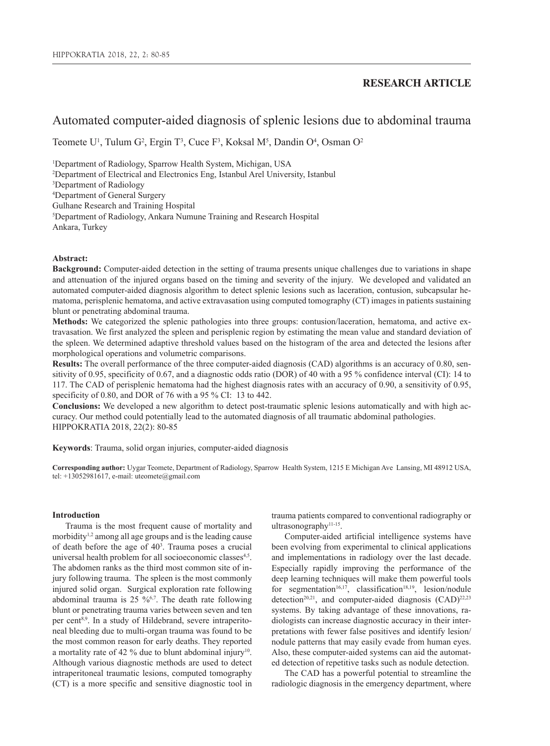**RESEARCH ARTICLE**

# Automated computer-aided diagnosis of splenic lesions due to abdominal trauma

Teomete U[1], Tulum G[2], Ergin T[3], Cuce F[3], Koksal M[5], Dandin O[4], Osman O[2]

[1]Department of Radiology, Sparrow Health System, Michigan, USA
[2]Department of Electrical and Electronics Eng, Istanbul Arel University, Istanbul
[3]Department of Radiology
[4]Department of General Surgery
Gulhane Research and Training Hospital
[5]Department of Radiology, Ankara Numune Training and Research Hospital
Ankara, Turkey

**Abstract:**

**Background:** Computer-aided detection in the setting of trauma presents unique challenges due to variations in shape and attenuation of the injured organs based on the timing and severity of the injury. We developed and validated an automated computer-aided diagnosis algorithm to detect splenic lesions such as laceration, contusion, subcapsular hematoma, perisplenic hematoma, and active extravasation using computed tomography (CT) images in patients sustaining blunt or penetrating abdominal trauma.

**Methods:** We categorized the splenic pathologies into three groups: contusion/laceration, hematoma, and active extravasation. We first analyzed the spleen and perisplenic region by estimating the mean value and standard deviation of the spleen. We determined adaptive threshold values based on the histogram of the area and detected the lesions after morphological operations and volumetric comparisons.

**Results:** The overall performance of the three computer-aided diagnosis (CAD) algorithms is an accuracy of 0.80, sensitivity of 0.95, specificity of 0.67, and a diagnostic odds ratio (DOR) of 40 with a 95 % confidence interval (CI): 14 to 117. The CAD of perisplenic hematoma had the highest diagnosis rates with an accuracy of 0.90, a sensitivity of 0.95, specificity of 0.80, and DOR of 76 with a 95 % CI: 13 to 442.

**Conclusions:** We developed a new algorithm to detect post-traumatic splenic lesions automatically and with high accuracy. Our method could potentially lead to the automated diagnosis of all traumatic abdominal pathologies. HIPPOKRATIA 2018, 22(2): 80-85

**Keywords**: Trauma, solid organ injuries, computer-aided diagnosis

**Corresponding author:** Uygar Teomete, Department of Radiology, Sparrow Health System, 1215 E Michigan Ave Lansing, MI 48912 USA, tel: +13052981617, e-mail: uteomete@gmail.com

## Introduction

Trauma is the most frequent cause of mortality and morbidity[1,2] among all age groups and is the leading cause of death before the age of 40[3]. Trauma poses a crucial universal health problem for all socioeconomic classes[4,5]. The abdomen ranks as the third most common site of injury following trauma. The spleen is the most commonly injured solid organ. Surgical exploration rate following abdominal trauma is 25 %[6,7]. The death rate following blunt or penetrating trauma varies between seven and ten per cent[8,9]. In a study of Hildebrand, severe intraperitoneal bleeding due to multi-organ trauma was found to be the most common reason for early deaths. They reported a mortality rate of 42 % due to blunt abdominal injury[10]. Although various diagnostic methods are used to detect intraperitoneal traumatic lesions, computed tomography (CT) is a more specific and sensitive diagnostic tool in trauma patients compared to conventional radiography or ultrasonography[11-15].

Computer-aided artificial intelligence systems have been evolving from experimental to clinical applications and implementations in radiology over the last decade. Especially rapidly improving the performance of the deep learning techniques will make them powerful tools for segmentation[16,17], classification[18,19], lesion/nodule detection[20,21], and computer-aided diagnosis (CAD)[22,23] systems. By taking advantage of these innovations, radiologists can increase diagnostic accuracy in their interpretations with fewer false positives and identify lesion/nodule patterns that may easily evade from human eyes. Also, these computer-aided systems can aid the automated detection of repetitive tasks such as nodule detection.

The CAD has a powerful potential to streamline the radiologic diagnosis in the emergency department, where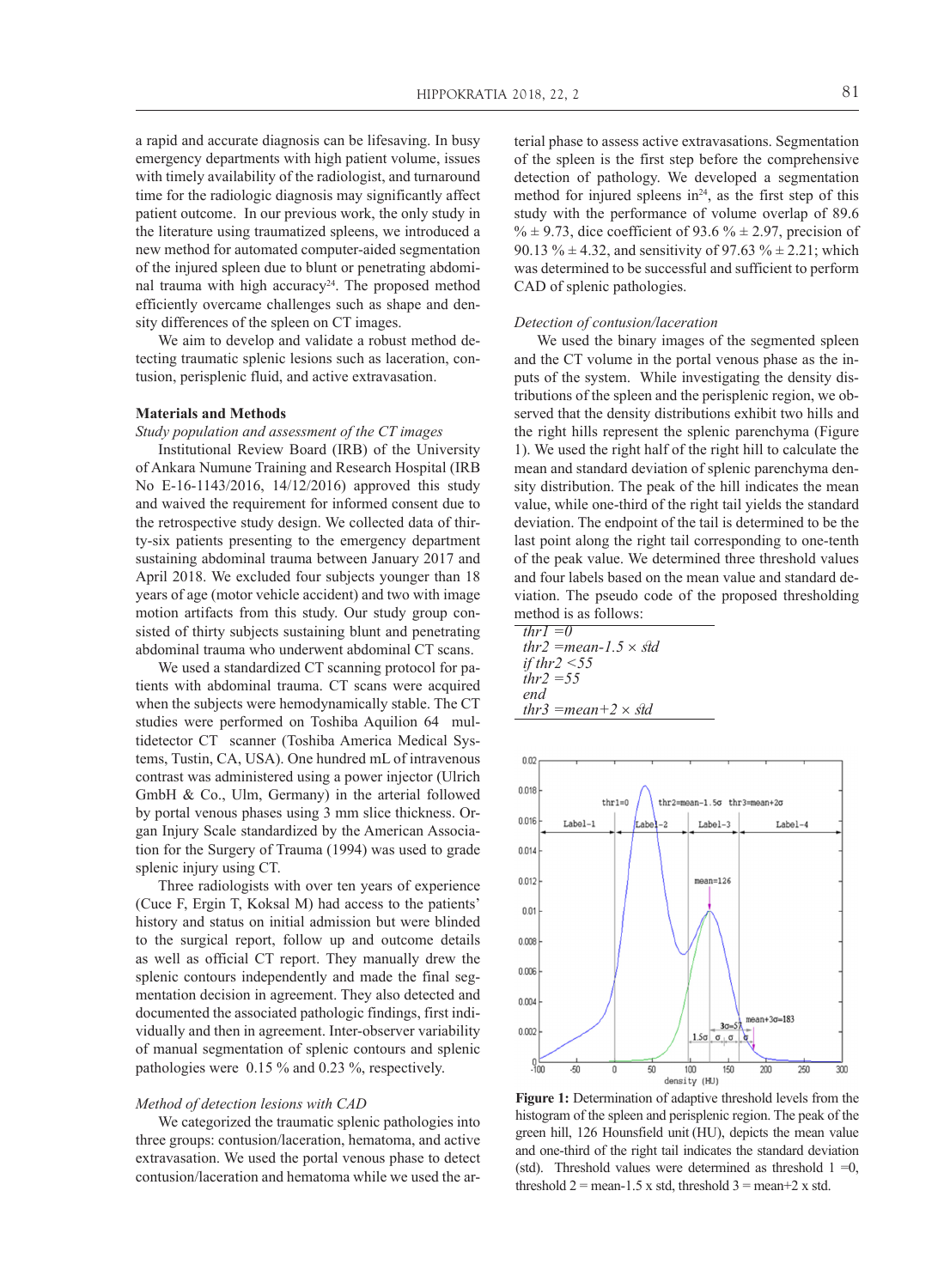a rapid and accurate diagnosis can be lifesaving. In busy emergency departments with high patient volume, issues with timely availability of the radiologist, and turnaround time for the radiologic diagnosis may significantly affect patient outcome. In our previous work, the only study in the literature using traumatized spleens, we introduced a new method for automated computer-aided segmentation of the injured spleen due to blunt or penetrating abdominal trauma with high accuracy[24]. The proposed method efficiently overcame challenges such as shape and density differences of the spleen on CT images.

We aim to develop and validate a robust method detecting traumatic splenic lesions such as laceration, contusion, perisplenic fluid, and active extravasation.

## Materials and Methods

*Study population and assessment of the CT images*

Institutional Review Board (IRB) of the University of Ankara Numune Training and Research Hospital (IRB No E-16-1143/2016, 14/12/2016) approved this study and waived the requirement for informed consent due to the retrospective study design. We collected data of thirty-six patients presenting to the emergency department sustaining abdominal trauma between January 2017 and April 2018. We excluded four subjects younger than 18 years of age (motor vehicle accident) and two with image motion artifacts from this study. Our study group consisted of thirty subjects sustaining blunt and penetrating abdominal trauma who underwent abdominal CT scans.

We used a standardized CT scanning protocol for patients with abdominal trauma. CT scans were acquired when the subjects were hemodynamically stable. The CT studies were performed on Toshiba Aquilion 64 multidetector CT scanner (Toshiba America Medical Systems, Tustin, CA, USA). One hundred mL of intravenous contrast was administered using a power injector (Ulrich GmbH & Co., Ulm, Germany) in the arterial followed by portal venous phases using 3 mm slice thickness. Organ Injury Scale standardized by the American Association for the Surgery of Trauma (1994) was used to grade splenic injury using CT.

Three radiologists with over ten years of experience (Cuce F, Ergin T, Koksal M) had access to the patients' history and status on initial admission but were blinded to the surgical report, follow up and outcome details as well as official CT report. They manually drew the splenic contours independently and made the final segmentation decision in agreement. They also detected and documented the associated pathologic findings, first individually and then in agreement. Inter-observer variability of manual segmentation of splenic contours and splenic pathologies were 0.15 % and 0.23 %, respectively.

*Method of detection lesions with CAD*

We categorized the traumatic splenic pathologies into three groups: contusion/laceration, hematoma, and active extravasation. We used the portal venous phase to detect contusion/laceration and hematoma while we used the arterial phase to assess active extravasations. Segmentation of the spleen is the first step before the comprehensive detection of pathology. We developed a segmentation method for injured spleens in[24], as the first step of this study with the performance of volume overlap of 89.6 % ± 9.73, dice coefficient of 93.6 % ± 2.97, precision of 90.13 % ± 4.32, and sensitivity of 97.63 % ± 2.21; which was determined to be successful and sufficient to perform CAD of splenic pathologies.

*Detection of contusion/laceration*

We used the binary images of the segmented spleen and the CT volume in the portal venous phase as the inputs of the system. While investigating the density distributions of the spleen and the perisplenic region, we observed that the density distributions exhibit two hills and the right hills represent the splenic parenchyma (Figure 1). We used the right half of the right hill to calculate the mean and standard deviation of splenic parenchyma density distribution. The peak of the hill indicates the mean value, while one-third of the right tail yields the standard deviation. The endpoint of the tail is determined to be the last point along the right tail corresponding to one-tenth of the peak value. We determined three threshold values and four labels based on the mean value and standard deviation. The pseudo code of the proposed thresholding method is as follows:

```
thr1 =0
thr2 =mean-1.5 × std
if thr2 <55
thr2 =55
end
thr3 =mean+2 × std
```

**Figure 1:** Determination of adaptive threshold levels from the histogram of the spleen and perisplenic region. The peak of the green hill, 126 Hounsfield unit (HU), depicts the mean value and one-third of the right tail indicates the standard deviation (std). Threshold values were determined as threshold 1 =0, threshold 2 = mean-1.5 x std, threshold 3 = mean+2 x std.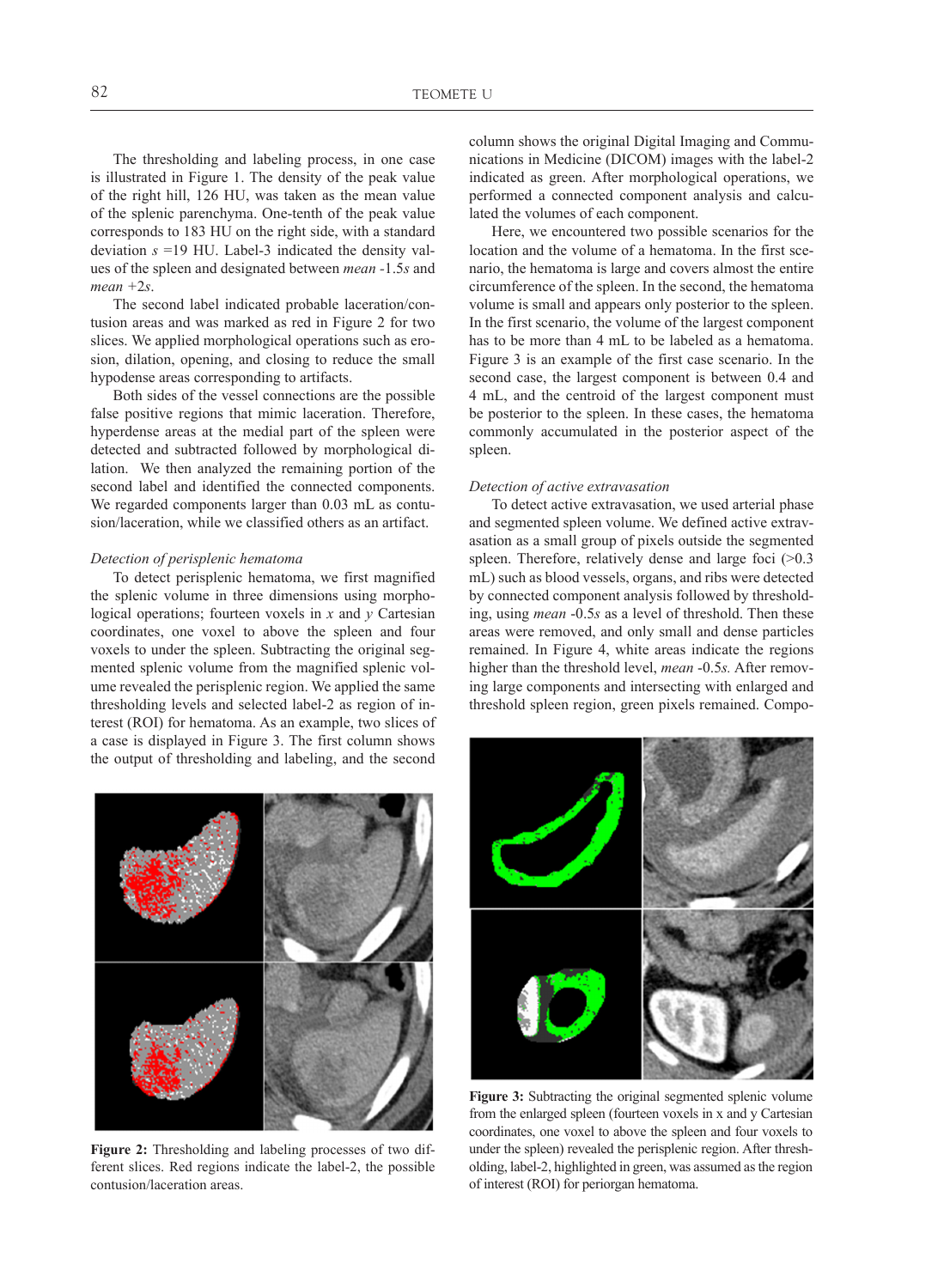The thresholding and labeling process, in one case is illustrated in Figure 1. The density of the peak value of the right hill, 126 HU, was taken as the mean value of the splenic parenchyma. One-tenth of the peak value corresponds to 183 HU on the right side, with a standard deviation $s$ =19 HU. Label-3 indicated the density values of the spleen and designated between *mean* -1.5$s$ and *mean* +2$s$.

The second label indicated probable laceration/contusion areas and was marked as red in Figure 2 for two slices. We applied morphological operations such as erosion, dilation, opening, and closing to reduce the small hypodense areas corresponding to artifacts.

Both sides of the vessel connections are the possible false positive regions that mimic laceration. Therefore, hyperdense areas at the medial part of the spleen were detected and subtracted followed by morphological dilation. We then analyzed the remaining portion of the second label and identified the connected components. We regarded components larger than 0.03 mL as contusion/laceration, while we classified others as an artifact.

*Detection of perisplenic hematoma*

To detect perisplenic hematoma, we first magnified the splenic volume in three dimensions using morphological operations; fourteen voxels in $x$ and $y$ Cartesian coordinates, one voxel to above the spleen and four voxels to under the spleen. Subtracting the original segmented splenic volume from the magnified splenic volume revealed the perisplenic region. We applied the same thresholding levels and selected label-2 as region of interest (ROI) for hematoma. As an example, two slices of a case is displayed in Figure 3. The first column shows the output of thresholding and labeling, and the second column shows the original Digital Imaging and Communications in Medicine (DICOM) images with the label-2 indicated as green. After morphological operations, we performed a connected component analysis and calculated the volumes of each component.

**Figure 2:** Thresholding and labeling processes of two different slices. Red regions indicate the label-2, the possible contusion/laceration areas.

Here, we encountered two possible scenarios for the location and the volume of a hematoma. In the first scenario, the hematoma is large and covers almost the entire circumference of the spleen. In the second, the hematoma volume is small and appears only posterior to the spleen. In the first scenario, the volume of the largest component has to be more than 4 mL to be labeled as a hematoma. Figure 3 is an example of the first case scenario. In the second case, the largest component is between 0.4 and 4 mL, and the centroid of the largest component must be posterior to the spleen. In these cases, the hematoma commonly accumulated in the posterior aspect of the spleen.

*Detection of active extravasation*

To detect active extravasation, we used arterial phase and segmented spleen volume. We defined active extravasation as a small group of pixels outside the segmented spleen. Therefore, relatively dense and large foci (>0.3 mL) such as blood vessels, organs, and ribs were detected by connected component analysis followed by thresholding, using *mean* -0.5$s$ as a level of threshold. Then these areas were removed, and only small and dense particles remained. In Figure 4, white areas indicate the regions higher than the threshold level, *mean* -0.5$s$. After removing large components and intersecting with enlarged and threshold spleen region, green pixels remained. Compo-

**Figure 3:** Subtracting the original segmented splenic volume from the enlarged spleen (fourteen voxels in x and y Cartesian coordinates, one voxel to above the spleen and four voxels to under the spleen) revealed the perisplenic region. After thresholding, label-2, highlighted in green, was assumed as the region of interest (ROI) for periorgan hematoma.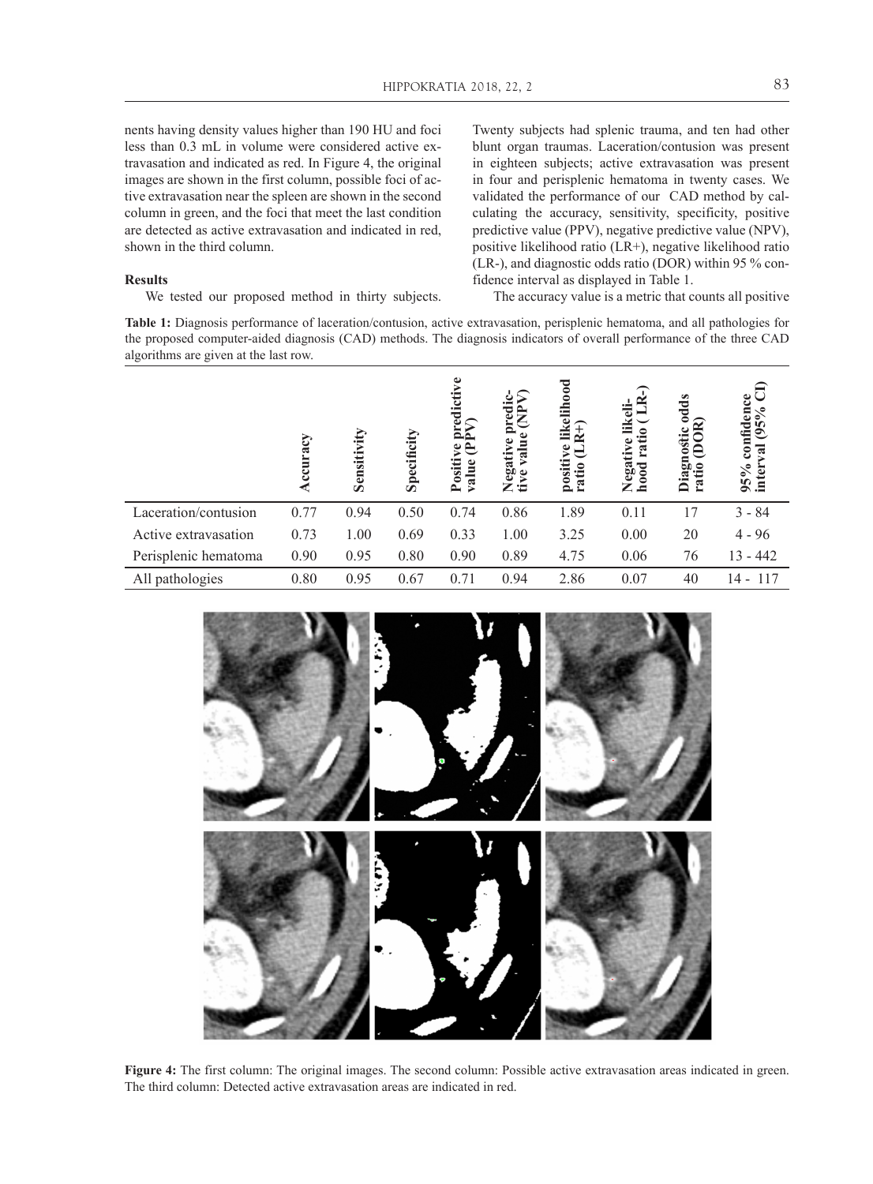nents having density values higher than 190 HU and foci less than 0.3 mL in volume were considered active extravasation and indicated as red. In Figure 4, the original images are shown in the first column, possible foci of active extravasation near the spleen are shown in the second column in green, and the foci that meet the last condition are detected as active extravasation and indicated in red, shown in the third column.

## Results

We tested our proposed method in thirty subjects. Twenty subjects had splenic trauma, and ten had other blunt organ traumas. Laceration/contusion was present in eighteen subjects; active extravasation was present in four and perisplenic hematoma in twenty cases. We validated the performance of our CAD method by calculating the accuracy, sensitivity, specificity, positive predictive value (PPV), negative predictive value (NPV), positive likelihood ratio (LR+), negative likelihood ratio (LR-), and diagnostic odds ratio (DOR) within 95 % confidence interval as displayed in Table 1.

The accuracy value is a metric that counts all positive

**Table 1:** Diagnosis performance of laceration/contusion, active extravasation, perisplenic hematoma, and all pathologies for the proposed computer-aided diagnosis (CAD) methods. The diagnosis indicators of overall performance of the three CAD algorithms are given at the last row.

| | Accuracy | Sensitivity | Specificity | Positive predictive value (PPV) | Negative predictive value (NPV) | positive likelihood ratio (LR+) | Negative likelihood ratio ( LR-) | Diagnostic odds ratio (DOR) | 95% confidence interval (95% CI) |
|---|---|---|---|---|---|---|---|---|---|
| Laceration/contusion | 0.77 | 0.94 | 0.50 | 0.74 | 0.86 | 1.89 | 0.11 | 17 | 3 - 84 |
| Active extravasation | 0.73 | 1.00 | 0.69 | 0.33 | 1.00 | 3.25 | 0.00 | 20 | 4 - 96 |
| Perisplenic hematoma | 0.90 | 0.95 | 0.80 | 0.90 | 0.89 | 4.75 | 0.06 | 76 | 13 - 442 |
| All pathologies | 0.80 | 0.95 | 0.67 | 0.71 | 0.94 | 2.86 | 0.07 | 40 | 14 - 117 |

**Figure 4:** The first column: The original images. The second column: Possible active extravasation areas indicated in green. The third column: Detected active extravasation areas are indicated in red.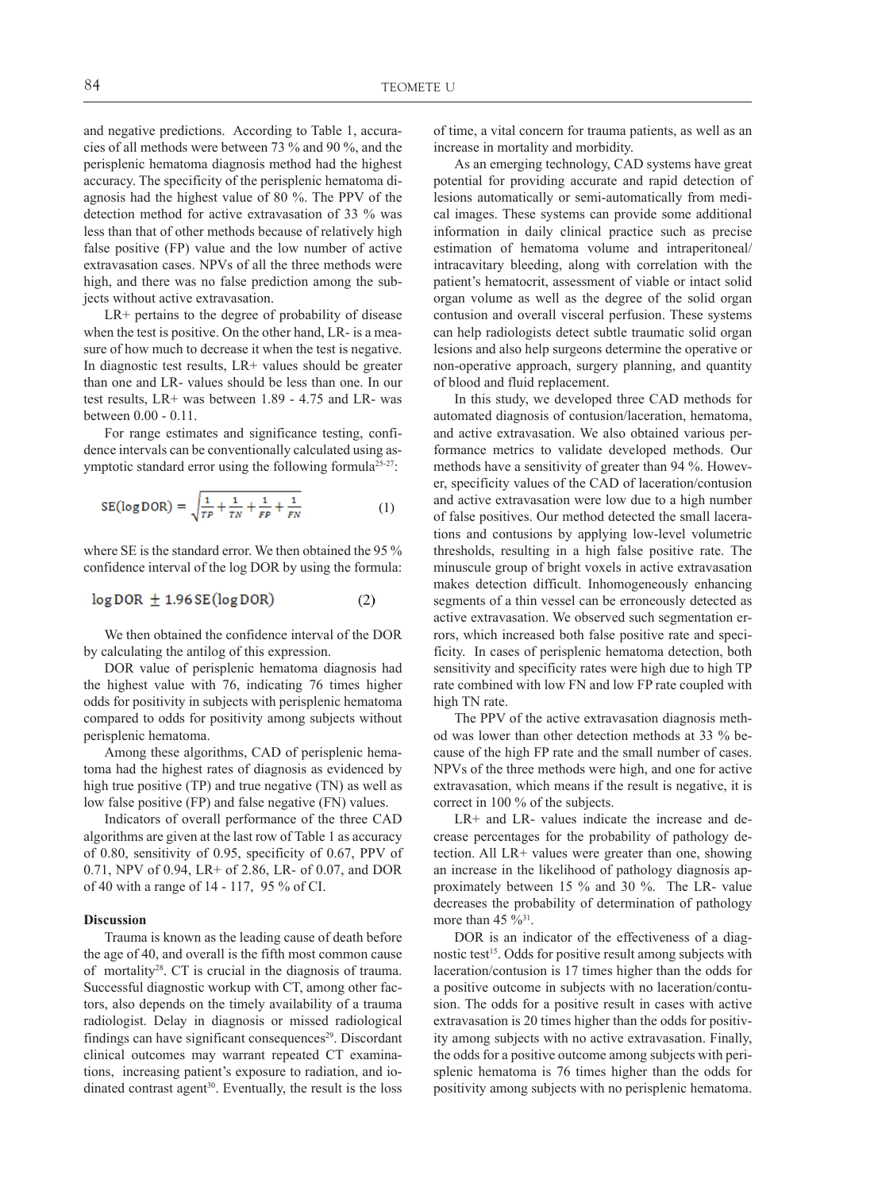and negative predictions. According to Table 1, accuracies of all methods were between 73 % and 90 %, and the perisplenic hematoma diagnosis method had the highest accuracy. The specificity of the perisplenic hematoma diagnosis had the highest value of 80 %. The PPV of the detection method for active extravasation of 33 % was less than that of other methods because of relatively high false positive (FP) value and the low number of active extravasation cases. NPVs of all the three methods were high, and there was no false prediction among the subjects without active extravasation.

LR+ pertains to the degree of probability of disease when the test is positive. On the other hand, LR- is a measure of how much to decrease it when the test is negative. In diagnostic test results, LR+ values should be greater than one and LR- values should be less than one. In our test results, LR+ was between 1.89 - 4.75 and LR- was between 0.00 - 0.11.

For range estimates and significance testing, confidence intervals can be conventionally calculated using asymptotic standard error using the following formula[25-27]:

$$\mathrm{SE}(\log \mathrm{DOR}) = \sqrt{\frac{1}{TP}+\frac{1}{TN}+\frac{1}{FP}+\frac{1}{FN}} \tag{1}$$

where SE is the standard error. We then obtained the 95 % confidence interval of the log DOR by using the formula:

$$\log \mathrm{DOR} \pm 1.96\,\mathrm{SE}(\log \mathrm{DOR}) \tag{2}$$

We then obtained the confidence interval of the DOR by calculating the antilog of this expression.

DOR value of perisplenic hematoma diagnosis had the highest value with 76, indicating 76 times higher odds for positivity in subjects with perisplenic hematoma compared to odds for positivity among subjects without perisplenic hematoma.

Among these algorithms, CAD of perisplenic hematoma had the highest rates of diagnosis as evidenced by high true positive (TP) and true negative (TN) as well as low false positive (FP) and false negative (FN) values.

Indicators of overall performance of the three CAD algorithms are given at the last row of Table 1 as accuracy of 0.80, sensitivity of 0.95, specificity of 0.67, PPV of 0.71, NPV of 0.94, LR+ of 2.86, LR- of 0.07, and DOR of 40 with a range of 14 - 117, 95 % of CI.

**Discussion**

Trauma is known as the leading cause of death before the age of 40, and overall is the fifth most common cause of mortality[28]. CT is crucial in the diagnosis of trauma. Successful diagnostic workup with CT, among other factors, also depends on the timely availability of a trauma radiologist. Delay in diagnosis or missed radiological findings can have significant consequences[29]. Discordant clinical outcomes may warrant repeated CT examinations, increasing patient's exposure to radiation, and iodinated contrast agent[30]. Eventually, the result is the loss of time, a vital concern for trauma patients, as well as an increase in mortality and morbidity.

As an emerging technology, CAD systems have great potential for providing accurate and rapid detection of lesions automatically or semi-automatically from medical images. These systems can provide some additional information in daily clinical practice such as precise estimation of hematoma volume and intraperitoneal/intracavitary bleeding, along with correlation with the patient's hematocrit, assessment of viable or intact solid organ volume as well as the degree of the solid organ contusion and overall visceral perfusion. These systems can help radiologists detect subtle traumatic solid organ lesions and also help surgeons determine the operative or non-operative approach, surgery planning, and quantity of blood and fluid replacement.

In this study, we developed three CAD methods for automated diagnosis of contusion/laceration, hematoma, and active extravasation. We also obtained various performance metrics to validate developed methods. Our methods have a sensitivity of greater than 94 %. However, specificity values of the CAD of laceration/contusion and active extravasation were low due to a high number of false positives. Our method detected the small lacerations and contusions by applying low-level volumetric thresholds, resulting in a high false positive rate. The minuscule group of bright voxels in active extravasation makes detection difficult. Inhomogeneously enhancing segments of a thin vessel can be erroneously detected as active extravasation. We observed such segmentation errors, which increased both false positive rate and specificity. In cases of perisplenic hematoma detection, both sensitivity and specificity rates were high due to high TP rate combined with low FN and low FP rate coupled with high TN rate.

The PPV of the active extravasation diagnosis method was lower than other detection methods at 33 % because of the high FP rate and the small number of cases. NPVs of the three methods were high, and one for active extravasation, which means if the result is negative, it is correct in 100 % of the subjects.

LR+ and LR- values indicate the increase and decrease percentages for the probability of pathology detection. All LR+ values were greater than one, showing an increase in the likelihood of pathology diagnosis approximately between 15 % and 30 %. The LR- value decreases the probability of determination of pathology more than 45 %[31].

DOR is an indicator of the effectiveness of a diagnostic test[15]. Odds for positive result among subjects with laceration/contusion is 17 times higher than the odds for a positive outcome in subjects with no laceration/contusion. The odds for a positive result in cases with active extravasation is 20 times higher than the odds for positivity among subjects with no active extravasation. Finally, the odds for a positive outcome among subjects with perisplenic hematoma is 76 times higher than the odds for positivity among subjects with no perisplenic hematoma.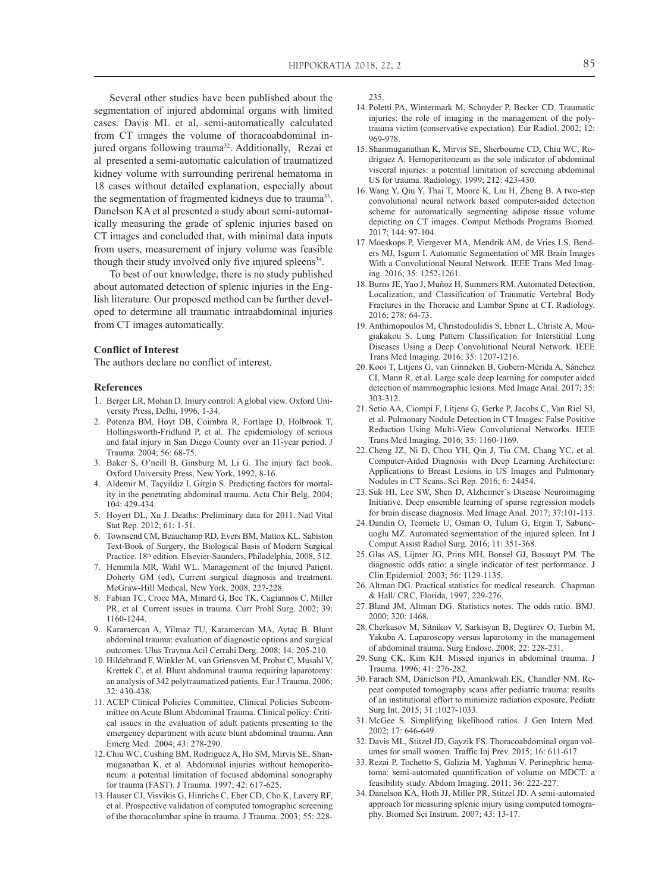Several other studies have been published about the segmentation of injured abdominal organs with limited cases. Davis ML et al, semi-automatically calculated from CT images the volume of thoracoabdominal injured organs following trauma[32]. Additionally, Rezai et al presented a semi-automatic calculation of traumatized kidney volume with surrounding perirenal hematoma in 18 cases without detailed explanation, especially about the segmentation of fragmented kidneys due to trauma[33]. Danelson KA et al presented a study about semi-automatically measuring the grade of splenic injuries based on CT images and concluded that, with minimal data inputs from users, measurement of injury volume was feasible though their study involved only five injured spleens[34].

To best of our knowledge, there is no study published about automated detection of splenic injuries in the English literature. Our proposed method can be further developed to determine all traumatic intraabdominal injuries from CT images automatically.

#### Conflict of Interest

The authors declare no conflict of interest.

#### References

1. Berger LR, Mohan D. Injury control: A global view. Oxford University Press, Delhi, 1996, 1-34.
2. Potenza BM, Hoyt DB, Coimbra R, Fortlage D, Holbrook T, Hollingsworth-Fridlund P, et al. The epidemiology of serious and fatal injury in San Diego County over an 11-year period. J Trauma. 2004; 56: 68-75.
3. Baker S, O'neill B, Ginsburg M, Li G. The injury fact book. Oxford University Press, New York, 1992, 8-16.
4. Aldemir M, Taçyildiz I, Girgin S. Predicting factors for mortality in the penetrating abdominal trauma. Acta Chir Belg. 2004; 104: 429-434.
5. Hoyert DL, Xu J. Deaths: Preliminary data for 2011. Natl Vital Stat Rep. 2012; 61: 1-51.
6. Townsend CM, Beauchamp RD, Evers BM, Mattox KL. Sabiston Text-Book of Surgery, the Biological Basis of Modern Surgical Practice. 18th edition. Elsevier-Saunders, Philadelphia, 2008, 512.
7. Hemmila MR, Wahl WL. Management of the Injured Patient. Doherty GM (ed), Current surgical diagnosis and treatment. McGraw-Hill Medical, New York, 2008, 227-228.
8. Fabian TC, Croce MA, Minard G, Bee TK, Cagiannos C, Miller PR, et al. Current issues in trauma. Curr Probl Surg. 2002; 39: 1160-1244.
9. Karamercan A, Yilmaz TU, Karamercan MA, Aytaç B. Blunt abdominal trauma: evaluation of diagnostic options and surgical outcomes. Ulus Travma Acil Cerrahi Derg. 2008; 14: 205-210.
10. Hildebrand F, Winkler M, van Griensven M, Probst C, Musahl V, Krettek C, et al. Blunt abdominal trauma requiring laparotomy: an analysis of 342 polytraumatized patients. Eur J Trauma. 2006; 32: 430-438.
11. ACEP Clinical Policies Committee, Clinical Policies Subcommittee on Acute Blunt Abdominal Trauma. Clinical policy: Critical issues in the evaluation of adult patients presenting to the emergency department with acute blunt abdominal trauma. Ann Emerg Med. 2004; 43: 278-290.
12. Chiu WC, Cushing BM, Rodriguez A, Ho SM, Mirvis SE, Shanmuganathan K, et al. Abdominal injuries without hemoperitoneum: a potential limitation of focused abdominal sonography for trauma (FAST). J Trauma. 1997; 42: 617-625.
13. Hauser CJ, Visvikis G, Hinrichs C, Eber CD, Cho K, Lavery RF, et al. Prospective validation of computed tomographic screening of the thoracolumbar spine in trauma. J Trauma. 2003; 55: 228-235.
14. Poletti PA, Wintermark M, Schnyder P, Becker CD. Traumatic injuries: the role of imaging in the management of the polytrauma victim (conservative expectation). Eur Radiol. 2002; 12: 969-978.
15. Shanmuganathan K, Mirvis SE, Sherbourne CD, Chiu WC, Rodriguez A. Hemoperitoneum as the sole indicator of abdominal visceral injuries: a potential limitation of screening abdominal US for trauma. Radiology. 1999; 212: 423-430.
16. Wang Y, Qiu Y, Thai T, Moore K, Liu H, Zheng B. A two-step convolutional neural network based computer-aided detection scheme for automatically segmenting adipose tissue volume depicting on CT images. Comput Methods Programs Biomed. 2017; 144: 97-104.
17. Moeskops P, Viergever MA, Mendrik AM, de Vries LS, Benders MJ, Isgum I. Automatic Segmentation of MR Brain Images With a Convolutional Neural Network. IEEE Trans Med Imaging. 2016; 35: 1252-1261.
18. Burns JE, Yao J, Muñoz H, Summers RM. Automated Detection, Localization, and Classification of Traumatic Vertebral Body Fractures in the Thoracic and Lumbar Spine at CT. Radiology. 2016; 278: 64-73.
19. Anthimopoulos M, Christodoulidis S, Ebner L, Christe A, Mougiakakou S. Lung Pattern Classification for Interstitial Lung Diseases Using a Deep Convolutional Neural Network. IEEE Trans Med Imaging. 2016; 35: 1207-1216.
20. Kooi T, Litjens G, van Ginneken B, Gubern-Mérida A, Sánchez CI, Mann R, et al. Large scale deep learning for computer aided detection of mammographic lesions. Med Image Anal. 2017; 35: 303-312.
21. Setio AA, Ciompi F, Litjens G, Gerke P, Jacobs C, Van Riel SJ, et al. Pulmonary Nodule Detection in CT Images: False Positive Reduction Using Multi-View Convolutional Networks. IEEE Trans Med Imaging. 2016; 35: 1160-1169.
22. Cheng JZ, Ni D, Chou YH, Qin J, Tiu CM, Chang YC, et al. Computer-Aided Diagnosis with Deep Learning Architecture: Applications to Breast Lesions in US Images and Pulmonary Nodules in CT Scans. Sci Rep. 2016; 6: 24454.
23. Suk HI, Lee SW, Shen D, Alzheimer's Disease Neuroimaging Initiative. Deep ensemble learning of sparse regression models for brain disease diagnosis. Med Image Anal. 2017; 37:101-113.
24. Dandin O, Teomete U, Osman O, Tulum G, Ergin T, Sabuncuoglu MZ. Automated segmentation of the injured spleen. Int J Comput Assist Radiol Surg. 2016; 11: 351-368.
25. Glas AS, Lijmer JG, Prins MH, Bonsel GJ, Bossuyt PM. The diagnostic odds ratio: a single indicator of test performance. J Clin Epidemiol. 2003; 56: 1129-1135.
26. Altman DG. Practical statistics for medical research. Chapman & Hall/ CRC, Florida, 1997, 229-276.
27. Bland JM, Altman DG. Statistics notes. The odds ratio. BMJ. 2000; 320: 1468.
28. Cherkasov M, Sitnikov V, Sarkisyan B, Degtirev O, Turbin M, Yakuba A. Laparoscopy versus laparotomy in the management of abdominal trauma. Surg Endosc. 2008; 22: 228-231.
29. Sung CK, Kim KH. Missed injuries in abdominal trauma. J Trauma. 1996; 41: 276-282.
30. Farach SM, Danielson PD, Amankwah EK, Chandler NM. Repeat computed tomography scans after pediatric trauma: results of an institutional effort to minimize radiation exposure. Pediatr Surg Int. 2015; 31 :1027-1033.
31. McGee S. Simplifying likelihood ratios. J Gen Intern Med. 2002; 17: 646-649.
32. Davis ML, Stitzel JD, Gayzik FS. Thoracoabdominal organ volumes for small women. Traffic Inj Prev. 2015; 16: 611-617.
33. Rezai P, Tochetto S, Galizia M, Yaghmai V. Perinephric hematoma: semi-automated quantification of volume on MDCT: a feasibility study. Abdom Imaging. 2011; 36: 222-227.
34. Danelson KA, Hoth JJ, Miller PR, Stitzel JD. A semi-automated approach for measuring splenic injury using computed tomography. Biomed Sci Instrum. 2007; 43: 13-17.